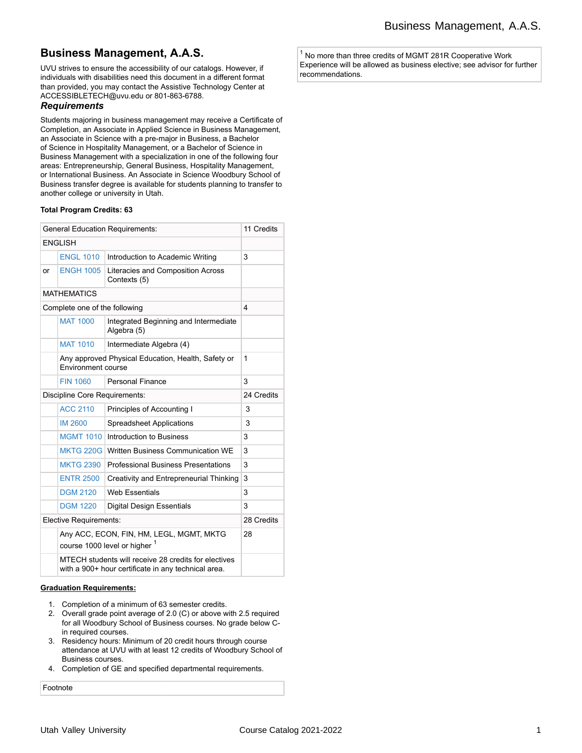# Business Management, A.A.S.

UVU strives to ensure the accessibility of our catalogs. However, if individuals with disabilities need this document in a different format than provided, you may contact the Assistive Technology Center at ACCESSIBLETECH@uvu.edu or 801-863-6788.

## *Requirements*

Students majoring in business management may receive a Certificate of Completion, an Associate in Applied Science in Business Management, an Associate in Science with a pre-major in Business, a Bachelor of Science in Hospitality Management, or a Bachelor of Science in Business Management with a specialization in one of the following four areas: Entrepreneurship, General Business, Hospitality Management, or International Business. An Associate in Science Woodbury School of Business transfer degree is available for students planning to transfer to another college or university in Utah.

**Total Program Credits: 63**

| General Education Requirements: | | | 11 Credits |
|---|---|---|---|
| ENGLISH | | | |
| | ENGL 1010 | Introduction to Academic Writing | 3 |
| or | ENGH 1005 | Literacies and Composition Across Contexts (5) | |
| MATHEMATICS | | | |
| Complete one of the following | | | 4 |
| | MAT 1000 | Integrated Beginning and Intermediate Algebra (5) | |
| | MAT 1010 | Intermediate Algebra (4) | |
| | Any approved Physical Education, Health, Safety or Environment course | | 1 |
| | FIN 1060 | Personal Finance | 3 |
| Discipline Core Requirements: | | | 24 Credits |
| | ACC 2110 | Principles of Accounting I | 3 |
| | IM 2600 | Spreadsheet Applications | 3 |
| | MGMT 1010 | Introduction to Business | 3 |
| | MKTG 220G | Written Business Communication WE | 3 |
| | MKTG 2390 | Professional Business Presentations | 3 |
| | ENTR 2500 | Creativity and Entrepreneurial Thinking | 3 |
| | DGM 2120 | Web Essentials | 3 |
| | DGM 1220 | Digital Design Essentials | 3 |
| Elective Requirements: | | | 28 Credits |
| | Any ACC, ECON, FIN, HM, LEGL, MGMT, MKTG course 1000 level or higher [1] | | 28 |
| | MTECH students will receive 28 credits for electives with a 900+ hour certificate in any technical area. | | |

**Graduation Requirements:**

1. Completion of a minimum of 63 semester credits.
2. Overall grade point average of 2.0 (C) or above with 2.5 required for all Woodbury School of Business courses. No grade below C- in required courses.
3. Residency hours: Minimum of 20 credit hours through course attendance at UVU with at least 12 credits of Woodbury School of Business courses.
4. Completion of GE and specified departmental requirements.

| Footnote |
|---|
| [1] No more than three credits of MGMT 281R Cooperative Work Experience will be allowed as business elective; see advisor for further recommendations. |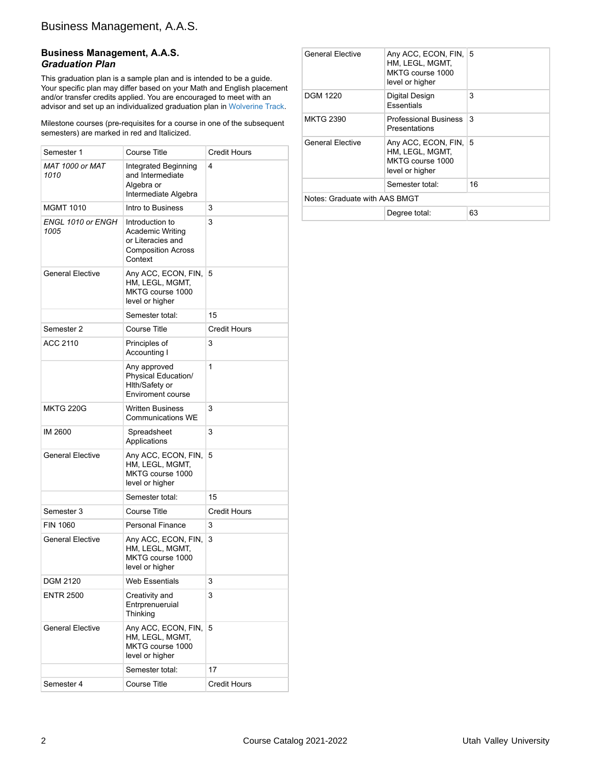## Business Management, A.A.S.

### *Graduation Plan*

This graduation plan is a sample plan and is intended to be a guide. Your specific plan may differ based on your Math and English placement and/or transfer credits applied. You are encouraged to meet with an advisor and set up an individualized graduation plan in Wolverine Track.

Milestone courses (pre-requisites for a course in one of the subsequent semesters) are marked in red and Italicized.

| Semester 1 | Course Title | Credit Hours |
|---|---|---|
| *MAT 1000 or MAT 1010* | Integrated Beginning and Intermediate Algebra or Intermediate Algebra | 4 |
| MGMT 1010 | Intro to Business | 3 |
| *ENGL 1010 or ENGH 1005* | Introduction to Academic Writing or Literacies and Composition Across Context | 3 |
| General Elective | Any ACC, ECON, FIN, HM, LEGL, MGMT, MKTG course 1000 level or higher | 5 |
| | Semester total: | 15 |
| **Semester 2** | **Course Title** | **Credit Hours** |
| ACC 2110 | Principles of Accounting I | 3 |
| | Any approved Physical Education/ Hlth/Safety or Enviroment course | 1 |
| MKTG 220G | Written Business Communications WE | 3 |
| IM 2600 | Spreadsheet Applications | 3 |
| General Elective | Any ACC, ECON, FIN, HM, LEGL, MGMT, MKTG course 1000 level or higher | 5 |
| | Semester total: | 15 |
| **Semester 3** | **Course Title** | **Credit Hours** |
| FIN 1060 | Personal Finance | 3 |
| General Elective | Any ACC, ECON, FIN, HM, LEGL, MGMT, MKTG course 1000 level or higher | 3 |
| DGM 2120 | Web Essentials | 3 |
| ENTR 2500 | Creativity and Entrprenueruial Thinking | 3 |
| General Elective | Any ACC, ECON, FIN, HM, LEGL, MGMT, MKTG course 1000 level or higher | 5 |
| | Semester total: | 17 |
| **Semester 4** | **Course Title** | **Credit Hours** |
| General Elective | Any ACC, ECON, FIN, HM, LEGL, MGMT, MKTG course 1000 level or higher | 5 |
| DGM 1220 | Digital Design Essentials | 3 |
| MKTG 2390 | Professional Business Presentations | 3 |
| General Elective | Any ACC, ECON, FIN, HM, LEGL, MGMT, MKTG course 1000 level or higher | 5 |
| | Semester total: | 16 |
| Notes: Graduate with AAS BMGT | | |
| | Degree total: | 63 |